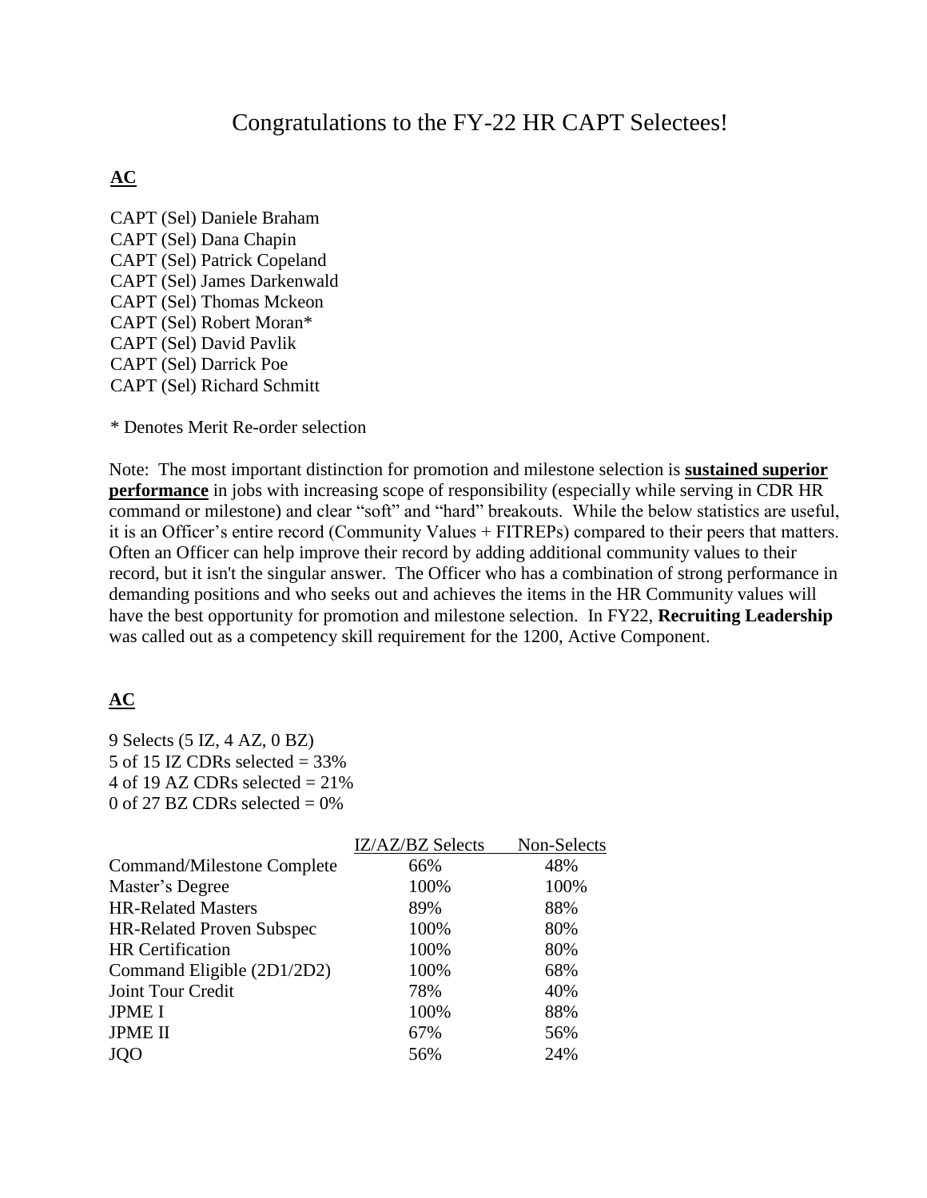# Congratulations to the FY-22 HR CAPT Selectees!

**AC**

CAPT (Sel) Daniele Braham
CAPT (Sel) Dana Chapin
CAPT (Sel) Patrick Copeland
CAPT (Sel) James Darkenwald
CAPT (Sel) Thomas Mckeon
CAPT (Sel) Robert Moran*
CAPT (Sel) David Pavlik
CAPT (Sel) Darrick Poe
CAPT (Sel) Richard Schmitt

\* Denotes Merit Re-order selection

Note: The most important distinction for promotion and milestone selection is **sustained superior performance** in jobs with increasing scope of responsibility (especially while serving in CDR HR command or milestone) and clear "soft" and "hard" breakouts. While the below statistics are useful, it is an Officer's entire record (Community Values + FITREPs) compared to their peers that matters. Often an Officer can help improve their record by adding additional community values to their record, but it isn't the singular answer. The Officer who has a combination of strong performance in demanding positions and who seeks out and achieves the items in the HR Community values will have the best opportunity for promotion and milestone selection. In FY22, **Recruiting Leadership** was called out as a competency skill requirement for the 1200, Active Component.

**AC**

9 Selects (5 IZ, 4 AZ, 0 BZ)
5 of 15 IZ CDRs selected = 33%
4 of 19 AZ CDRs selected = 21%
0 of 27 BZ CDRs selected = 0%

| | IZ/AZ/BZ Selects | Non-Selects |
|---|---|---|
| Command/Milestone Complete | 66% | 48% |
| Master's Degree | 100% | 100% |
| HR-Related Masters | 89% | 88% |
| HR-Related Proven Subspec | 100% | 80% |
| HR Certification | 100% | 80% |
| Command Eligible (2D1/2D2) | 100% | 68% |
| Joint Tour Credit | 78% | 40% |
| JPME I | 100% | 88% |
| JPME II | 67% | 56% |
| JQO | 56% | 24% |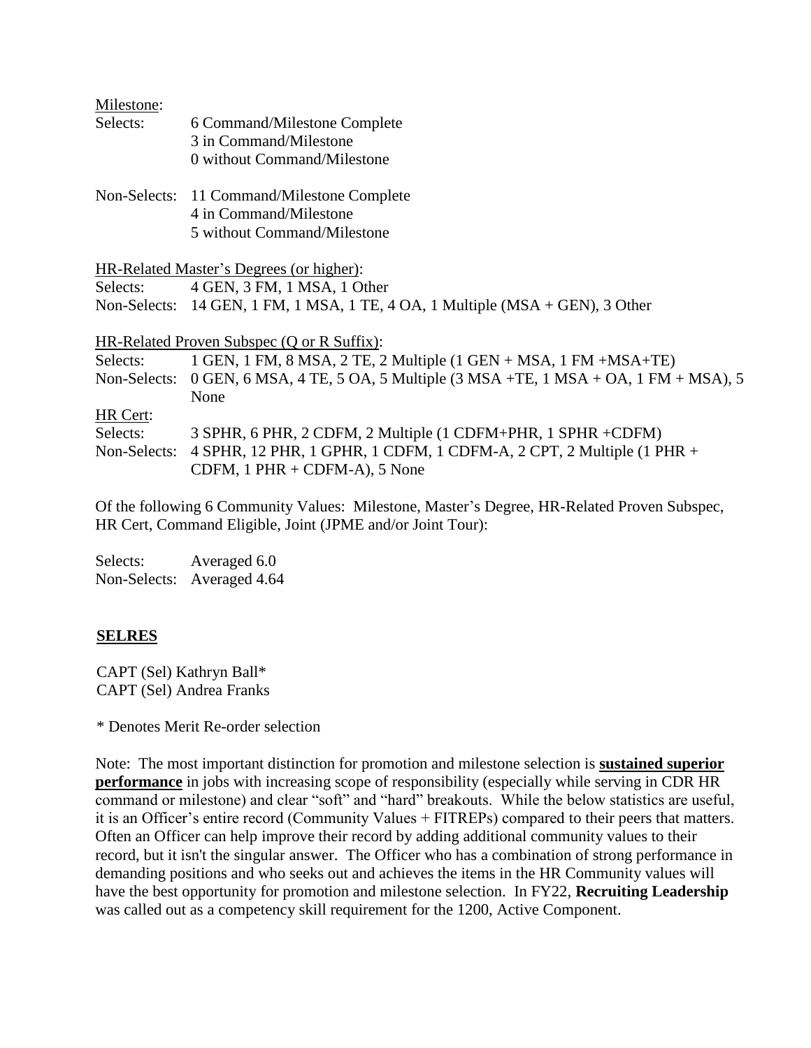Milestone:

Selects: 6 Command/Milestone Complete
3 in Command/Milestone
0 without Command/Milestone

Non-Selects: 11 Command/Milestone Complete
4 in Command/Milestone
5 without Command/Milestone

HR-Related Master's Degrees (or higher):

Selects: 4 GEN, 3 FM, 1 MSA, 1 Other
Non-Selects: 14 GEN, 1 FM, 1 MSA, 1 TE, 4 OA, 1 Multiple (MSA + GEN), 3 Other

HR-Related Proven Subspec (Q or R Suffix):

Selects: 1 GEN, 1 FM, 8 MSA, 2 TE, 2 Multiple (1 GEN + MSA, 1 FM +MSA+TE)
Non-Selects: 0 GEN, 6 MSA, 4 TE, 5 OA, 5 Multiple (3 MSA +TE, 1 MSA + OA, 1 FM + MSA), 5 None

HR Cert:

Selects: 3 SPHR, 6 PHR, 2 CDFM, 2 Multiple (1 CDFM+PHR, 1 SPHR +CDFM)
Non-Selects: 4 SPHR, 12 PHR, 1 GPHR, 1 CDFM, 1 CDFM-A, 2 CPT, 2 Multiple (1 PHR + CDFM, 1 PHR + CDFM-A), 5 None

Of the following 6 Community Values: Milestone, Master's Degree, HR-Related Proven Subspec, HR Cert, Command Eligible, Joint (JPME and/or Joint Tour):

Selects: Averaged 6.0
Non-Selects: Averaged 4.64

## SELRES

CAPT (Sel) Kathryn Ball*
CAPT (Sel) Andrea Franks

* Denotes Merit Re-order selection

Note: The most important distinction for promotion and milestone selection is **sustained superior performance** in jobs with increasing scope of responsibility (especially while serving in CDR HR command or milestone) and clear "soft" and "hard" breakouts. While the below statistics are useful, it is an Officer's entire record (Community Values + FITREPs) compared to their peers that matters. Often an Officer can help improve their record by adding additional community values to their record, but it isn't the singular answer. The Officer who has a combination of strong performance in demanding positions and who seeks out and achieves the items in the HR Community values will have the best opportunity for promotion and milestone selection. In FY22, **Recruiting Leadership** was called out as a competency skill requirement for the 1200, Active Component.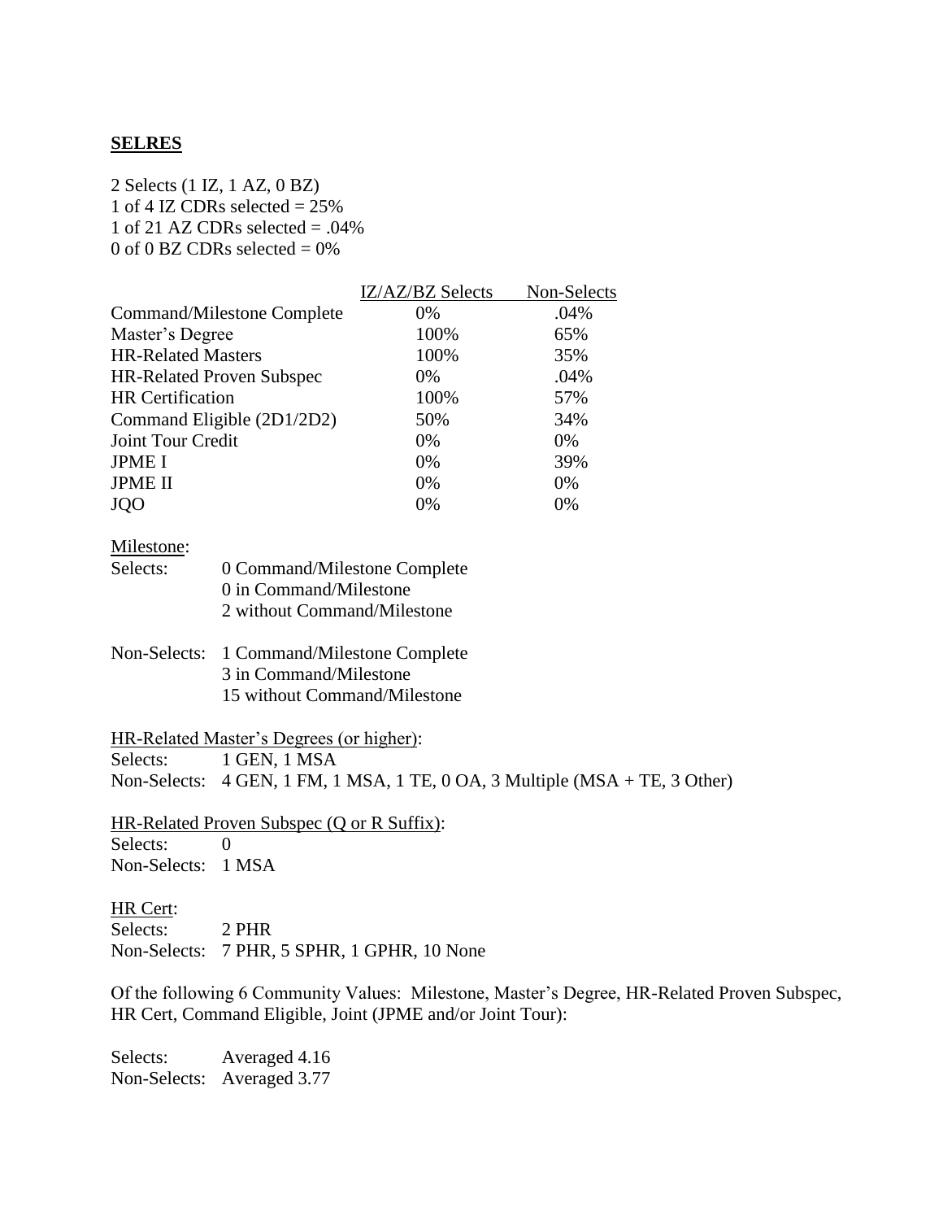**SELRES**

2 Selects (1 IZ, 1 AZ, 0 BZ)
1 of 4 IZ CDRs selected = 25%
1 of 21 AZ CDRs selected = .04%
0 of 0 BZ CDRs selected = 0%

| | IZ/AZ/BZ Selects | Non-Selects |
|---|---|---|
| Command/Milestone Complete | 0% | .04% |
| Master's Degree | 100% | 65% |
| HR-Related Masters | 100% | 35% |
| HR-Related Proven Subspec | 0% | .04% |
| HR Certification | 100% | 57% |
| Command Eligible (2D1/2D2) | 50% | 34% |
| Joint Tour Credit | 0% | 0% |
| JPME I | 0% | 39% |
| JPME II | 0% | 0% |
| JQO | 0% | 0% |

Milestone:

Selects: 0 Command/Milestone Complete
0 in Command/Milestone
2 without Command/Milestone

Non-Selects: 1 Command/Milestone Complete
3 in Command/Milestone
15 without Command/Milestone

HR-Related Master's Degrees (or higher):
Selects: 1 GEN, 1 MSA
Non-Selects: 4 GEN, 1 FM, 1 MSA, 1 TE, 0 OA, 3 Multiple (MSA + TE, 3 Other)

HR-Related Proven Subspec (Q or R Suffix):
Selects: 0
Non-Selects: 1 MSA

HR Cert:
Selects: 2 PHR
Non-Selects: 7 PHR, 5 SPHR, 1 GPHR, 10 None

Of the following 6 Community Values: Milestone, Master's Degree, HR-Related Proven Subspec, HR Cert, Command Eligible, Joint (JPME and/or Joint Tour):

Selects: Averaged 4.16
Non-Selects: Averaged 3.77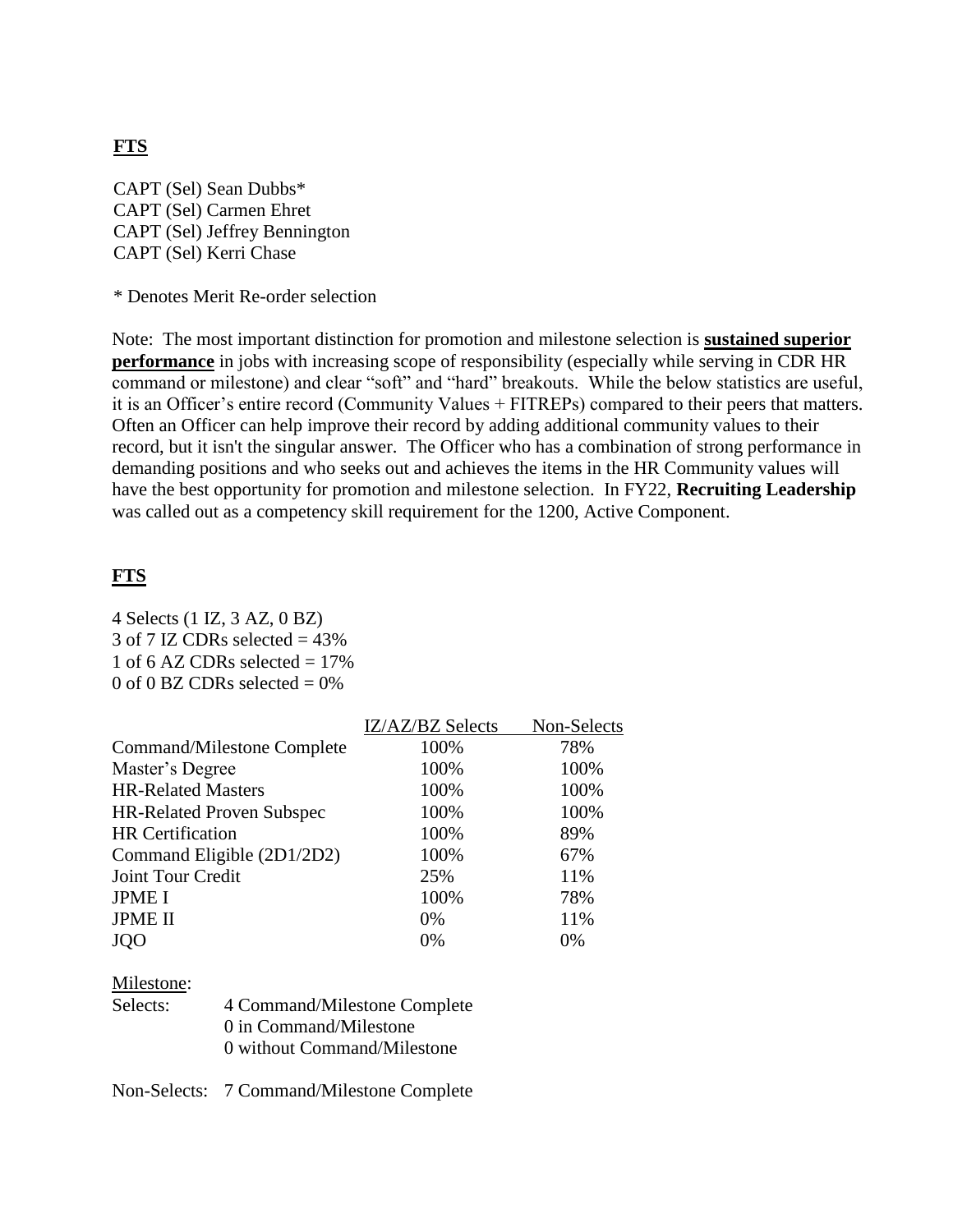**FTS**

CAPT (Sel) Sean Dubbs*
CAPT (Sel) Carmen Ehret
CAPT (Sel) Jeffrey Bennington
CAPT (Sel) Kerri Chase

* Denotes Merit Re-order selection

Note: The most important distinction for promotion and milestone selection is **sustained superior performance** in jobs with increasing scope of responsibility (especially while serving in CDR HR command or milestone) and clear "soft" and "hard" breakouts. While the below statistics are useful, it is an Officer's entire record (Community Values + FITREPs) compared to their peers that matters. Often an Officer can help improve their record by adding additional community values to their record, but it isn't the singular answer. The Officer who has a combination of strong performance in demanding positions and who seeks out and achieves the items in the HR Community values will have the best opportunity for promotion and milestone selection. In FY22, **Recruiting Leadership** was called out as a competency skill requirement for the 1200, Active Component.

**FTS**

4 Selects (1 IZ, 3 AZ, 0 BZ)
3 of 7 IZ CDRs selected = 43%
1 of 6 AZ CDRs selected = 17%
0 of 0 BZ CDRs selected = 0%

| | IZ/AZ/BZ Selects | Non-Selects |
|---|---|---|
| Command/Milestone Complete | 100% | 78% |
| Master's Degree | 100% | 100% |
| HR-Related Masters | 100% | 100% |
| HR-Related Proven Subspec | 100% | 100% |
| HR Certification | 100% | 89% |
| Command Eligible (2D1/2D2) | 100% | 67% |
| Joint Tour Credit | 25% | 11% |
| JPME I | 100% | 78% |
| JPME II | 0% | 11% |
| JQO | 0% | 0% |

Milestone:

Selects: 4 Command/Milestone Complete
0 in Command/Milestone
0 without Command/Milestone

Non-Selects: 7 Command/Milestone Complete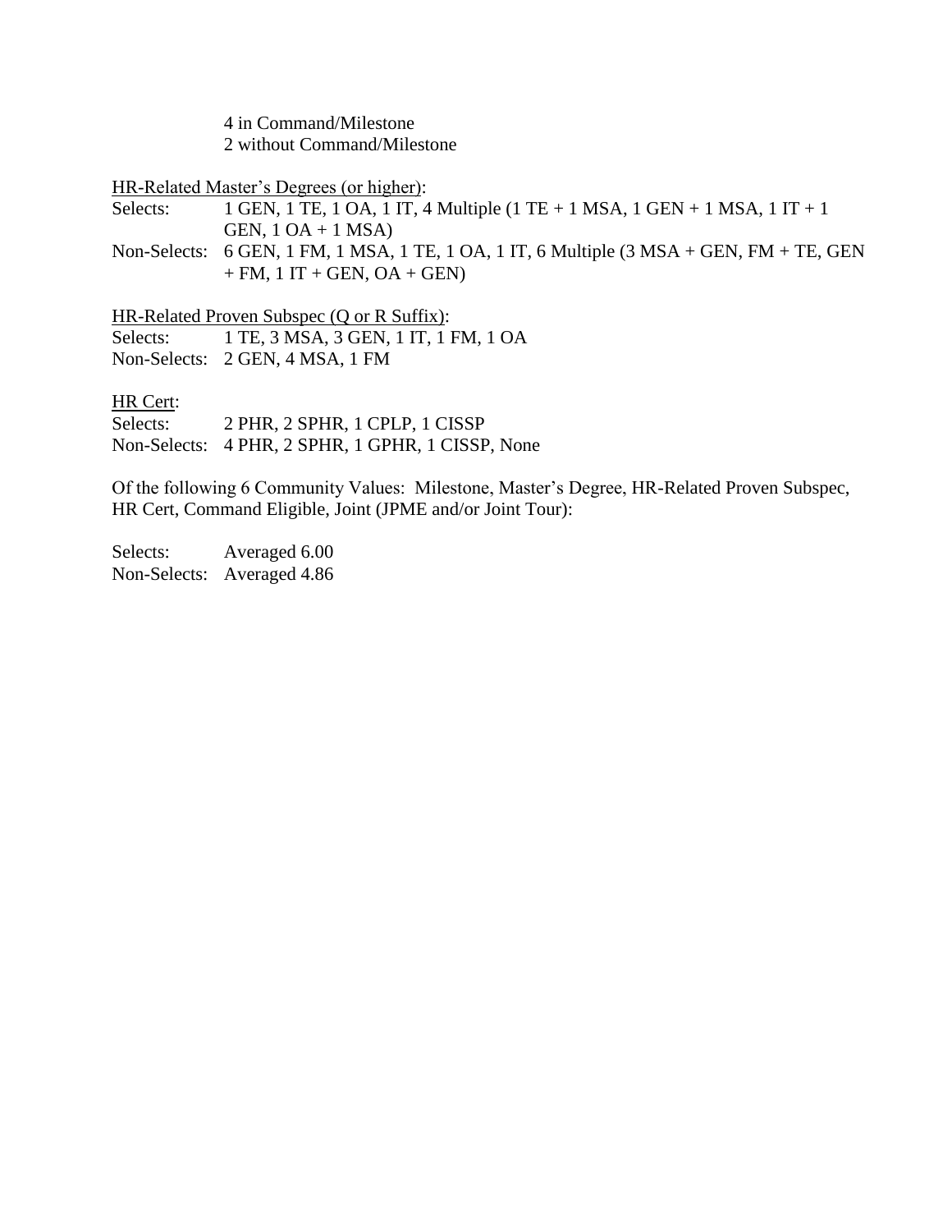4 in Command/Milestone
2 without Command/Milestone

<u>HR-Related Master's Degrees (or higher)</u>:

Selects: 1 GEN, 1 TE, 1 OA, 1 IT, 4 Multiple (1 TE + 1 MSA, 1 GEN + 1 MSA, 1 IT + 1 GEN, 1 OA + 1 MSA)

Non-Selects: 6 GEN, 1 FM, 1 MSA, 1 TE, 1 OA, 1 IT, 6 Multiple (3 MSA + GEN, FM + TE, GEN + FM, 1 IT + GEN, OA + GEN)

<u>HR-Related Proven Subspec (Q or R Suffix)</u>:

Selects: 1 TE, 3 MSA, 3 GEN, 1 IT, 1 FM, 1 OA

Non-Selects: 2 GEN, 4 MSA, 1 FM

<u>HR Cert</u>:

Selects: 2 PHR, 2 SPHR, 1 CPLP, 1 CISSP

Non-Selects: 4 PHR, 2 SPHR, 1 GPHR, 1 CISSP, None

Of the following 6 Community Values: Milestone, Master's Degree, HR-Related Proven Subspec, HR Cert, Command Eligible, Joint (JPME and/or Joint Tour):

Selects: Averaged 6.00

Non-Selects: Averaged 4.86